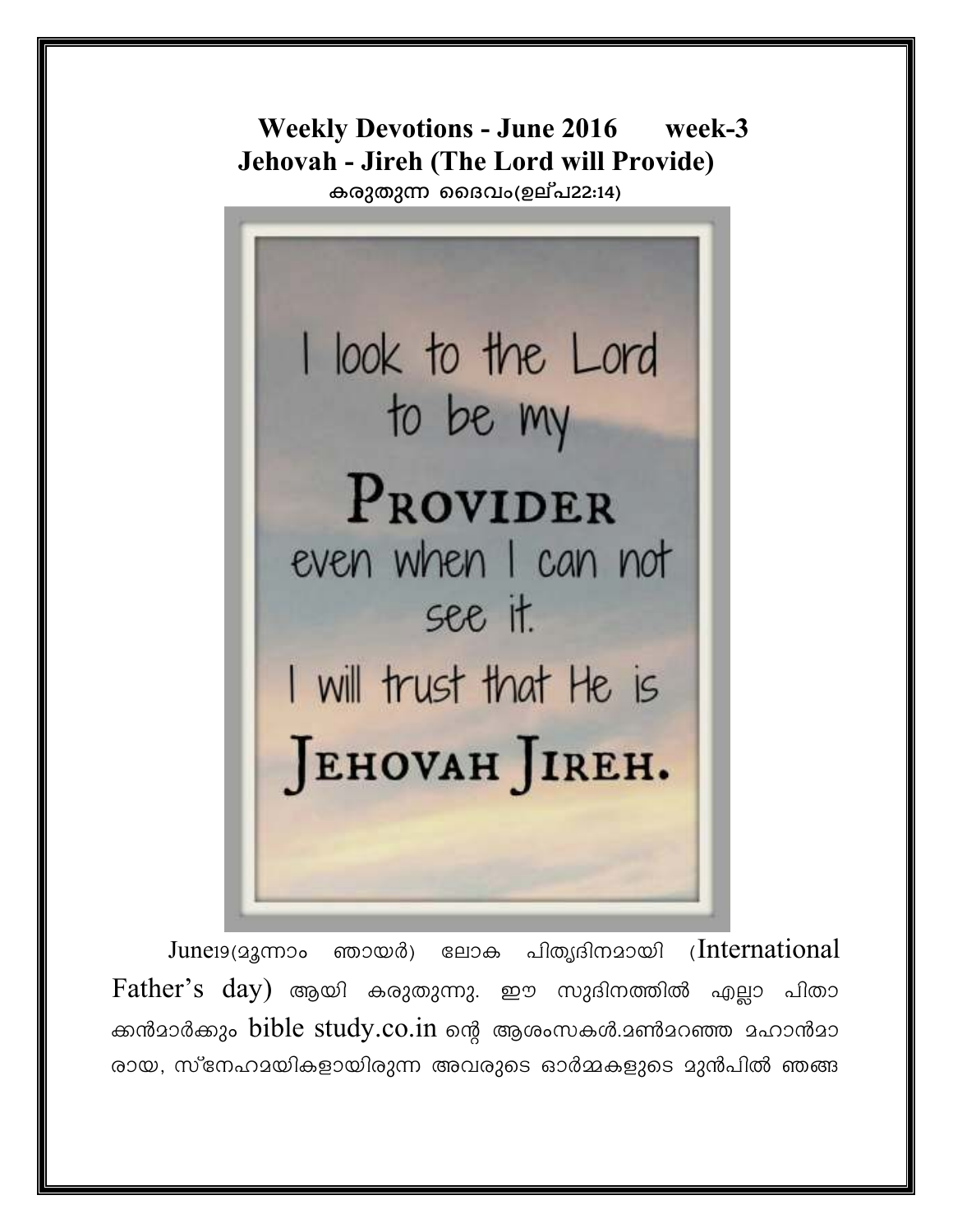# Weekly Devotions - June 2016 week-3

## Jehovah - Jireh (The Lord will Provide)

**കരുതുന്ന ദൈവം(ഉല്പ22:14)**

I look to the Lord to be my PROVIDER even when I can not see it. I will trust that He is JEHOVAH JIREH.

June19(മൂന്നാം ഞായർ) ലോക പിതൃദിനമായി (International Father's day) ആയി കരുതുന്നു. ഈ സുദിനത്തിൽ എല്ലാ പിതാക്കൻമാർക്കും bible study.co.in ന്റെ ആശംസകൾ.മൺമറഞ്ഞ മഹാൻമാരായ, സ്നേഹമയികളായിരുന്ന അവരുടെ ഓർമ്മകളുടെ മുൻപിൽ ഞങ്ങ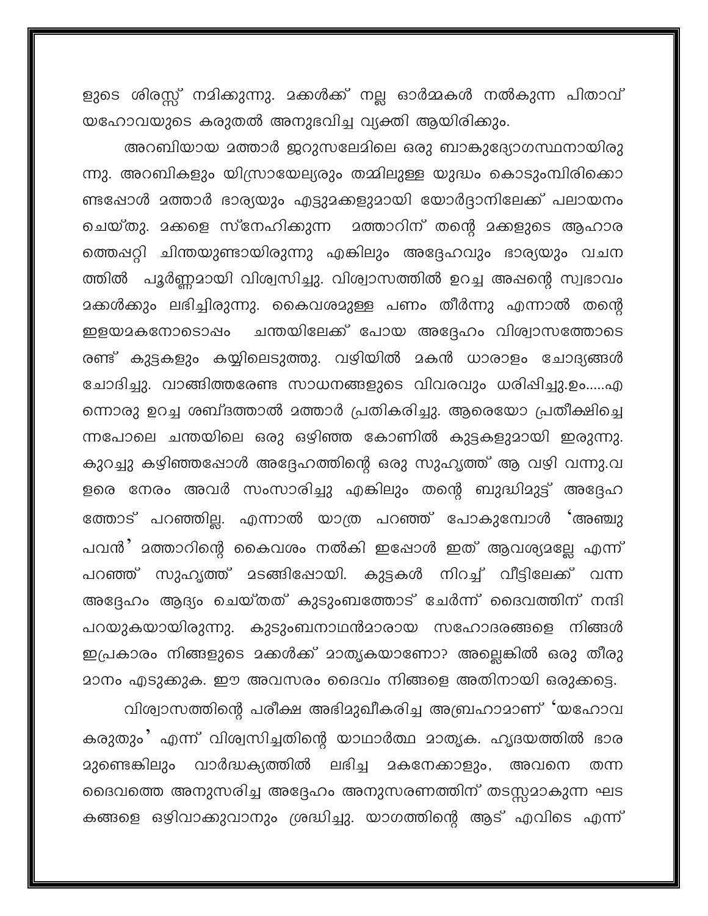ളുടെ ശിരസ്സ് നമിക്കുന്നു. മക്കൾക്ക് നല്ല ഓർമ്മകൾ നൽകുന്ന പിതാവ് യഹോവയുടെ കരുതൽ അനുഭവിച്ച വ്യക്തി ആയിരിക്കും.

അറബിയായ മത്താർ ജറുസലേമിലെ ഒരു ബാങ്കുദ്യോഗസ്ഥനായിരുന്നു. അറബികളും യിസ്രായേല്യരും തമ്മിലുള്ള യുദ്ധം കൊടുംമ്പിരിക്കൊണ്ടപ്പോൾ മത്താർ ഭാര്യയും എട്ടുമക്കളുമായി യോർദ്ദാനിലേക്ക് പലായനം ചെയ്തു. മക്കളെ സ്നേഹിക്കുന്ന മത്താറിന് തന്റെ മക്കളുടെ ആഹാരത്തെപ്പറ്റി ചിന്തയുണ്ടായിരുന്നു എങ്കിലും അദ്ദേഹവും ഭാര്യയും വചനത്തിൽ പൂർണ്ണമായി വിശ്വസിച്ചു. വിശ്വാസത്തിൽ ഉറച്ച അപ്പന്റെ സ്വഭാവം മക്കൾക്കും ലഭിച്ചിരുന്നു. കൈവശമുള്ള പണം തീർന്നു എന്നാൽ തന്റെ ഇളയമകനോടൊപ്പം ചന്തയിലേക്ക് പോയ അദ്ദേഹം വിശ്വാസത്തോടെ രണ്ട് കുട്ടകളും കയ്യിലെടുത്തു. വഴിയിൽ മകൻ ധാരാളം ചോദ്യങ്ങൾ ചോദിച്ചു. വാങ്ങിത്തരേണ്ട സാധനങ്ങളുടെ വിവരവും ധരിപ്പിച്ചു.ഉം.....എന്നൊരു ഉറച്ച ശബ്ദത്താൽ മത്താർ പ്രതികരിച്ചു. ആരെയോ പ്രതീക്ഷിച്ചെന്നപോലെ ചന്തയിലെ ഒരു ഒഴിഞ്ഞ കോണിൽ കുട്ടകളുമായി ഇരുന്നു. കുറച്ചു കഴിഞ്ഞപ്പോൾ അദ്ദേഹത്തിന്റെ ഒരു സുഹൃത്ത് ആ വഴി വന്നു.വളരെ നേരം അവർ സംസാരിച്ചു എങ്കിലും തന്റെ ബുദ്ധിമുട്ട് അദ്ദേഹത്തോട് പറഞ്ഞില്ല. എന്നാൽ യാത്ര പറഞ്ഞ് പോകുമ്പോൾ 'അഞ്ചു പവൻ' മത്താറിന്റെ കൈവശം നൽകി ഇപ്പോൾ ഇത് ആവശ്യമല്ലേ എന്ന് പറഞ്ഞ് സുഹൃത്ത് മടങ്ങിപ്പോയി. കുട്ടകൾ നിറച്ച് വീട്ടിലേക്ക് വന്ന അദ്ദേഹം ആദ്യം ചെയ്തത് കുടുംബത്തോട് ചേർന്ന് ദൈവത്തിന് നന്ദി പറയുകയായിരുന്നു. കുടുംബനാഥൻമാരായ സഹോദരങ്ങളെ നിങ്ങൾ ഇപ്രകാരം നിങ്ങളുടെ മക്കൾക്ക് മാതൃകയാണോ? അല്ലെങ്കിൽ ഒരു തീരുമാനം എടുക്കുക. ഈ അവസരം ദൈവം നിങ്ങളെ അതിനായി ഒരുക്കട്ടെ.

വിശ്വാസത്തിന്റെ പരീക്ഷ അഭിമുഖീകരിച്ച അബ്രഹാമാണ് 'യഹോവ കരുതും' എന്ന് വിശ്വസിച്ചതിന്റെ യാഥാർത്ഥ മാതൃക. ഹൃദയത്തിൽ ഭാരമുണ്ടെങ്കിലും വാർദ്ധക്യത്തിൽ ലഭിച്ച മകനേക്കാളും, അവനെ തന്ന ദൈവത്തെ അനുസരിച്ച അദ്ദേഹം അനുസരണത്തിന് തടസ്സമാകുന്ന ഘടകങ്ങളെ ഒഴിവാക്കുവാനും ശ്രദ്ധിച്ചു. യാഗത്തിന്റെ ആട് എവിടെ എന്ന്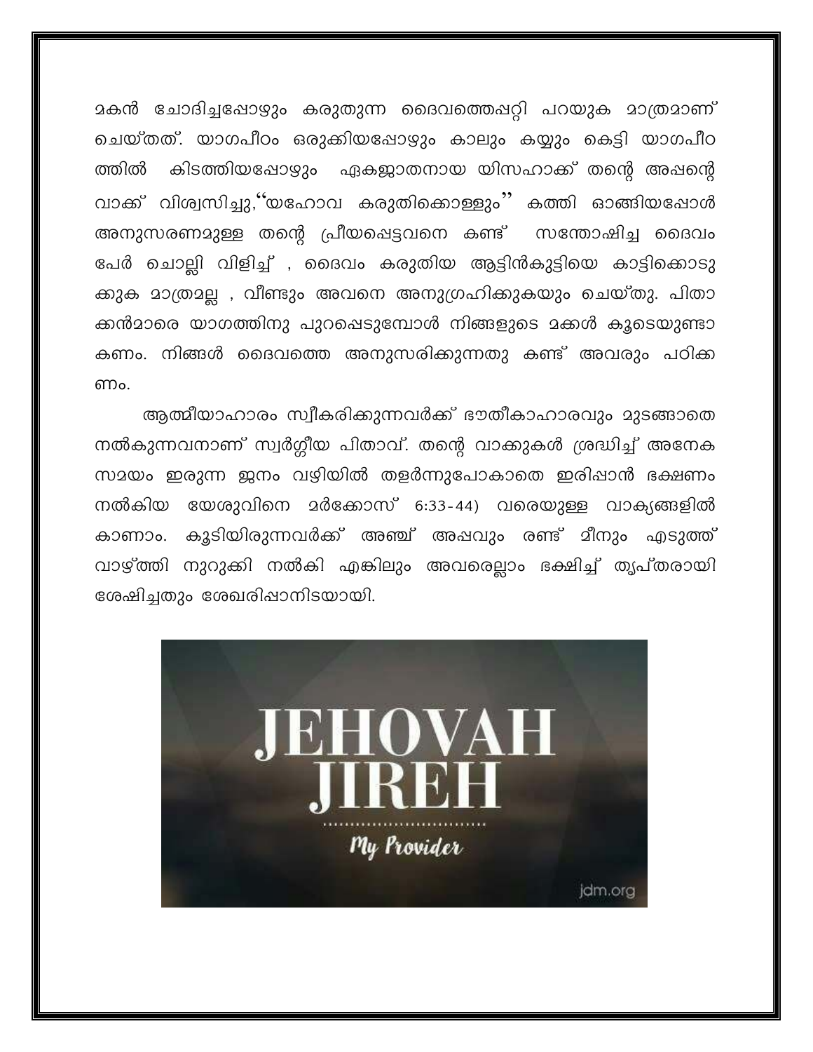മകൻ ചോദിച്ചപ്പോഴും കരുതുന്ന ദൈവത്തെപ്പറ്റി പറയുക മാത്രമാണ് ചെയ്തത്. യാഗപീഠം ഒരുക്കിയപ്പോഴും കാലും കയ്യും കെട്ടി യാഗപീഠ ത്തിൽ കിടത്തിയപ്പോഴും ഏകജാതനായ യിസഹാക്ക് തന്റെ അപ്പന്റെ വാക്ക് വിശ്വസിച്ചു,"യഹോവ കരുതിക്കൊള്ളും" കത്തി ഓങ്ങിയപ്പോൾ അനുസരണമുള്ള തന്റെ പ്രീയപ്പെട്ടവനെ കണ്ട് സന്തോഷിച്ച ദൈവം പേർ ചൊല്ലി വിളിച്ച് , ദൈവം കരുതിയ ആട്ടിൻകുട്ടിയെ കാട്ടിക്കൊടു ക്കുക മാത്രമല്ല , വീണ്ടും അവനെ അനുഗ്രഹിക്കുകയും ചെയ്തു. പിതാ ക്കൻമാരെ യാഗത്തിനു പുറപ്പെടുമ്പോൾ നിങ്ങളുടെ മക്കൾ കൂടെയുണ്ടാ കണം. നിങ്ങൾ ദൈവത്തെ അനുസരിക്കുന്നതു കണ്ട് അവരും പഠിക്ക ണം.

ആത്മീയാഹാരം സ്വീകരിക്കുന്നവർക്ക് ഭൗതീകാഹാരവും മുടങ്ങാതെ നൽകുന്നവനാണ് സ്വർഗ്ഗീയ പിതാവ്. തന്റെ വാക്കുകൾ ശ്രദ്ധിച്ച് അനേക സമയം ഇരുന്ന ജനം വഴിയിൽ തളർന്നുപോകാതെ ഇരിപ്പാൻ ഭക്ഷണം നൽകിയ യേശുവിനെ മർക്കോസ് 6:33-44) വരെയുള്ള വാക്യങ്ങളിൽ കാണാം. കൂടിയിരുന്നവർക്ക് അഞ്ച് അപ്പവും രണ്ട് മീനും എടുത്ത് വാഴ്ത്തി നുറുക്കി നൽകി എങ്കിലും അവരെല്ലാം ഭക്ഷിച്ച് തൃപ്തരായി ശേഷിച്ചതും ശേഖരിപ്പാനിടയായി.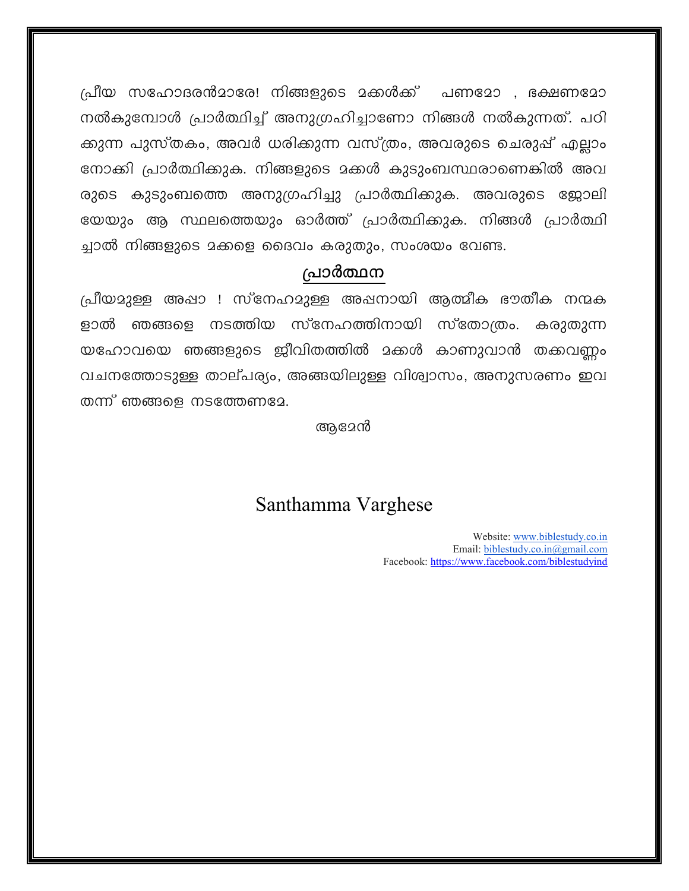പ്രീയ സഹോദരൻമാരേ! നിങ്ങളുടെ മക്കൾക്ക് പണമോ , ഭക്ഷണമോ നൽകുമ്പോൾ പ്രാർത്ഥിച്ച് അനുഗ്രഹിച്ചാണോ നിങ്ങൾ നൽകുന്നത്. പഠിക്കുന്ന പുസ്തകം, അവർ ധരിക്കുന്ന വസ്ത്രം, അവരുടെ ചെരുപ്പ് എല്ലാം നോക്കി പ്രാർത്ഥിക്കുക. നിങ്ങളുടെ മക്കൾ കുടുംബസ്ഥരാണെങ്കിൽ അവരുടെ കുടുംബത്തെ അനുഗ്രഹിച്ചു പ്രാർത്ഥിക്കുക. അവരുടെ ജോലിയേയും ആ സ്ഥലത്തെയും ഓർത്ത് പ്രാർത്ഥിക്കുക. നിങ്ങൾ പ്രാർത്ഥിച്ചാൽ നിങ്ങളുടെ മക്കളെ ദൈവം കരുതും, സംശയം വേണ്ട.

## പ്രാർത്ഥന

പ്രീയമുള്ള അപ്പാ ! സ്നേഹമുള്ള അപ്പനായി ആത്മീക ഭൗതീക നന്മകളാൽ ഞങ്ങളെ നടത്തിയ സ്നേഹത്തിനായി സ്തോത്രം. കരുതുന്ന യഹോവയെ ഞങ്ങളുടെ ജീവിതത്തിൽ മക്കൾ കാണുവാൻ തക്കവണ്ണം വചനത്തോടുള്ള താല്പര്യം, അങ്ങയിലുള്ള വിശ്വാസം, അനുസരണം ഇവ തന്ന് ഞങ്ങളെ നടത്തേണമേ.

ആമേൻ

Santhamma Varghese

Website: www.biblestudy.co.in
Email: biblestudy.co.in@gmail.com
Facebook: https://www.facebook.com/biblestudyind